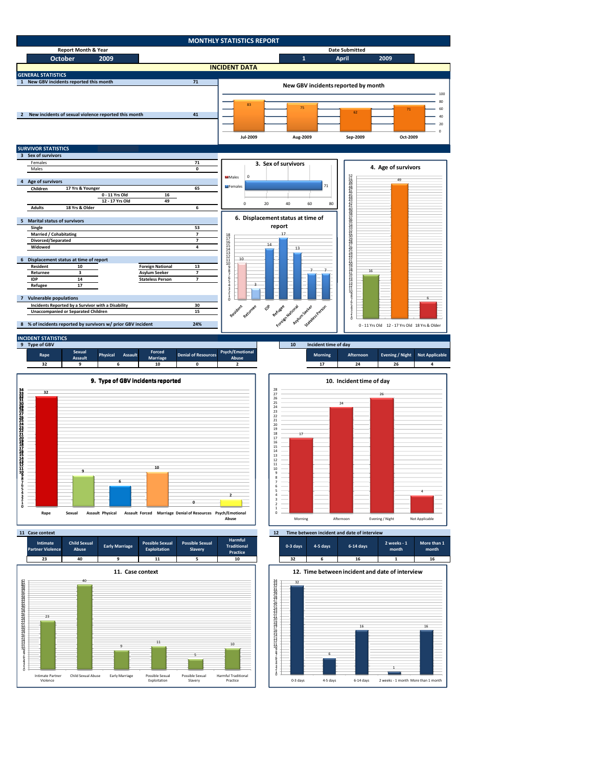# MONTHLY STATISTICS REPORT

| Report Month & Year | | | Date Submitted | |
|---|---|---|---|---|
| October | 2009 | 1 | April | 2009 |

## INCIDENT DATA

### GENERAL STATISTICS

| | | |
|---|---|---|
| 1 | New GBV incidents reported this month | 71 |
| 2 | New incidents of sexual violence reported this month | 41 |

New GBV incidents reported by month

83
75
62
71

Jul-2009
Aug-2009
Sep-2009
Oct-2009

100
80
60
40
20
0

### SURVIVOR STATISTICS

**3 Sex of survivors**

| | |
|---|---|
| Females | 71 |
| Males | 0 |

**4 Age of survivors**

| | | | |
|---|---|---|---|
| Children | 17 Yrs & Younger | | 65 |
| | 0 - 11 Yrs Old | 16 | |
| | 12 - 17 Yrs Old | 49 | |
| Adults | 18 Yrs & Older | | 6 |

**5 Marital status of survivors**

| | |
|---|---|
| Single | 53 |
| Married / Cohabitating | 7 |
| Divorced/Separated | 7 |
| Widowed | 4 |

**6 Displacement status at time of report**

| | | | |
|---|---|---|---|
| Resident | 10 | Foreign National | 13 |
| Returnee | 3 | Asylum Seeker | 7 |
| IDP | 14 | Stateless Person | 7 |
| Refugee | 17 | | |

**7 Vulnerable populations**

| | |
|---|---|
| Incidents Reported by a Survivor with a Disability | 30 |
| Unaccompanied or Separated Children | 15 |

**8 % of incidents reported by survivors w/ prior GBV incident** 24%

3. Sex of survivors

Males 0
Females 71
0 20 40 60 80

4. Age of survivors

16
49
6
0 - 11 Yrs Old
12 - 17 Yrs Old
18 Yrs & Older

6. Displacement status at time of report

10
3
14
17
13
7
7
Resident
Returnee
IDP
Refugee
Foreign National
Asylum Seeker
Stateless Person

### INCIDENT STATISTICS

**9 Type of GBV**

| Rape | Sexual Assault | Physical Assault | Forced Marriage | Denial of Resources | Psych/Emotional Abuse |
|---|---|---|---|---|---|
| 32 | 9 | 6 | 10 | 0 | 2 |

**10 Incident time of day**

| Morning | Afternoon | Evening / Night | Not Applicable |
|---|---|---|---|
| 17 | 24 | 26 | 4 |

9. Type of GBV incidents reported

32
9
6
10
0
2
Rape
Sexual Assault
Physical Assault
Forced Marriage
Denial of Resources
Psych/Emotional Abuse

10. Incident time of day

17
24
26
4
Morning
Afternoon
Evening / Night
Not Applicable

**11 Case context**

| Intimate Partner Violence | Child Sexual Abuse | Early Marriage | Possible Sexual Exploitation | Possible Sexual Slavery | Harmful Traditional Practice |
|---|---|---|---|---|---|
| 23 | 40 | 9 | 11 | 5 | 10 |

**12 Time between incident and date of interview**

| 0-3 days | 4-5 days | 6-14 days | 2 weeks - 1 month | More than 1 month |
|---|---|---|---|---|
| 32 | 6 | 16 | 1 | 16 |

11. Case context

23
40
9
11
5
10
Intimate Partner Violence
Child Sexual Abuse
Early Marriage
Possible Sexual Exploitation
Possible Sexual Slavery
Harmful Traditional Practice

12. Time between incident and date of interview

32
6
16
1
16
0-3 days
4-5 days
6-14 days
2 weeks - 1 month
More than 1 month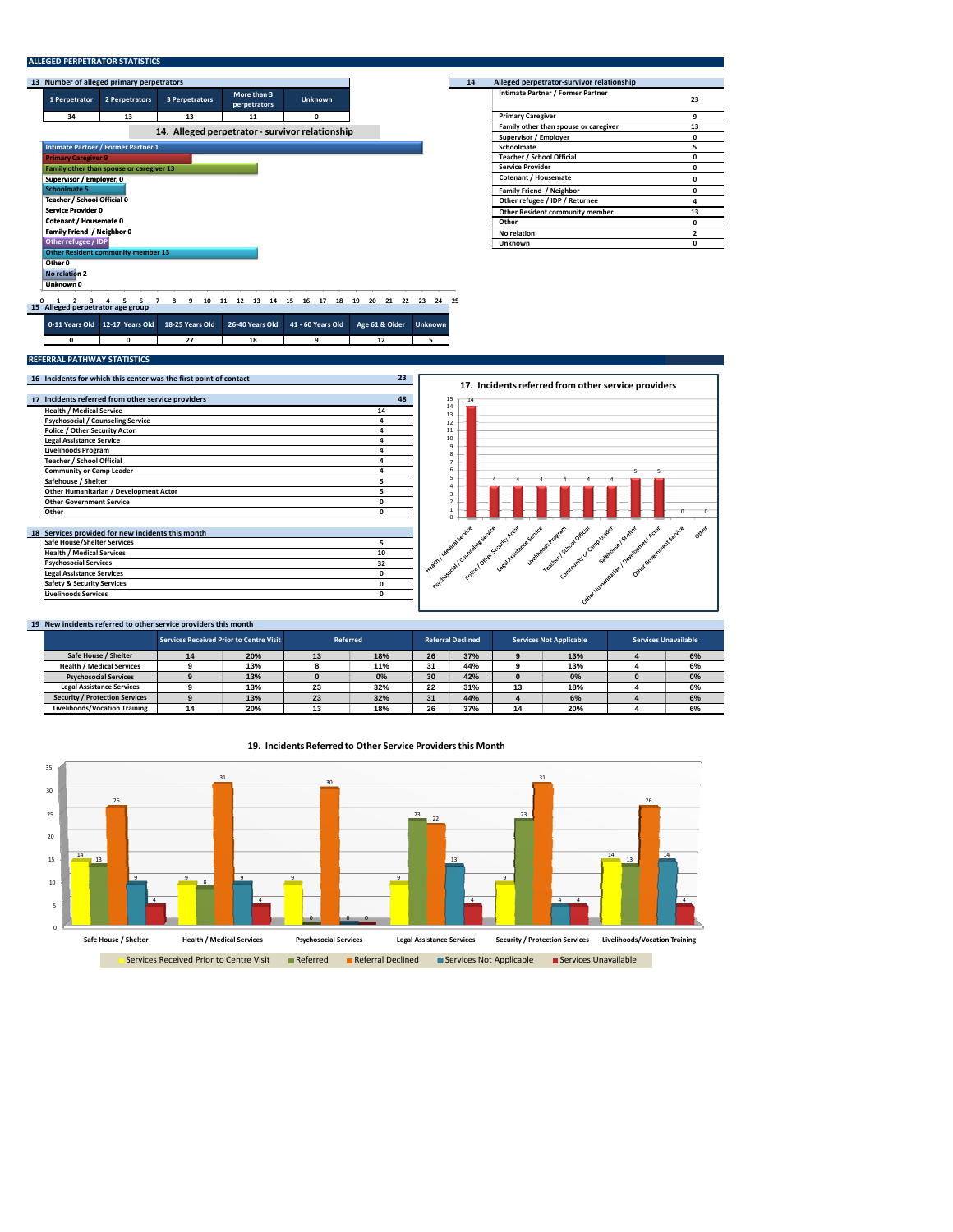## ALLEGED PERPETRATOR STATISTICS

**13 Number of alleged primary perpetrators**

| 1 Perpetrator | 2 Perpetrators | 3 Perpetrators | More than 3 perpetrators | Unknown |
|---|---|---|---|---|
| 34 | 13 | 13 | 11 | 0 |

**14. Alleged perpetrator - survivor relationship**

Intimate Partner / Former Partner 1
Primary Caregiver 9
Family other than spouse or caregiver 13
Supervisor / Employer, 0
Schoolmate 5
Teacher / School Official 0
Service Provider 0
Cotenant / Housemate 0
Family Friend / Neighbor 0
Other refugee / IDP
Other Resident community member 13
Other 0
No relation 2
Unknown 0

0 1 2 3 4 5 6 7 8 9 10 11 12 13 14 15 16 17 18 19 20 21 22 23 24 25

**14 Alleged perpetrator-survivor relationship**

| | |
|---|---|
| Intimate Partner / Former Partner | 23 |
| Primary Caregiver | 9 |
| Family other than spouse or caregiver | 13 |
| Supervisor / Employer | 0 |
| Schoolmate | 5 |
| Teacher / School Official | 0 |
| Service Provider | 0 |
| Cotenant / Housemate | 0 |
| Family Friend / Neighbor | 0 |
| Other refugee / IDP / Returnee | 4 |
| Other Resident community member | 13 |
| Other | 0 |
| No relation | 2 |
| Unknown | 0 |

**15 Alleged perpetrator age group**

| 0-11 Years Old | 12-17 Years Old | 18-25 Years Old | 26-40 Years Old | 41 - 60 Years Old | Age 61 & Older | Unknown |
|---|---|---|---|---|---|---|
| 0 | 0 | 27 | 18 | 9 | 12 | 5 |

## REFERRAL PATHWAY STATISTICS

| | |
|---|---|
| **16 Incidents for which this center was the first point of contact** | **23** |

| **17 Incidents referred from other service providers** | **48** |
|---|---|
| Health / Medical Service | 14 |
| Psychosocial / Counseling Service | 4 |
| Police / Other Security Actor | 4 |
| Legal Assistance Service | 4 |
| Livelihoods Program | 4 |
| Teacher / School Official | 4 |
| Community or Camp Leader | 4 |
| Safehouse / Shelter | 5 |
| Other Humanitarian / Development Actor | 5 |
| Other Government Service | 0 |
| Other | 0 |

**17. Incidents referred from other service providers**

0 1 2 3 4 5 6 7 8 9 10 11 12 13 14 15

14 4 4 4 4 4 4 5 5 0 0

Health / Medical Service, Psychosocial / Counseling Service, Police / Other Security Actor, Legal Assistance Service, Livelihoods Program, Teacher / School Official, Community or Camp Leader, Safehouse / Shelter, Other Humanitarian / Development Actor, Other Government Service, Other

| **18 Services provided for new incidents this month** | |
|---|---|
| Safe House/Shelter Services | 5 |
| Health / Medical Services | 10 |
| Psychosocial Services | 32 |
| Legal Assistance Services | 0 |
| Safety & Security Services | 0 |
| Livelihoods Services | 0 |

**19 New incidents referred to other service providers this month**

| | Services Received Prior to Centre Visit | | Referred | | Referral Declined | | Services Not Applicable | | Services Unavailable | |
|---|---|---|---|---|---|---|---|---|---|---|
| Safe House / Shelter | 14 | 20% | 13 | 18% | 26 | 37% | 9 | 13% | 4 | 6% |
| Health / Medical Services | 9 | 13% | 8 | 11% | 31 | 44% | 9 | 13% | 4 | 6% |
| Psychosocial Services | 9 | 13% | 0 | 0% | 30 | 42% | 0 | 0% | 0 | 0% |
| Legal Assistance Services | 9 | 13% | 23 | 32% | 22 | 31% | 13 | 18% | 4 | 6% |
| Security / Protection Services | 9 | 13% | 23 | 32% | 31 | 44% | 4 | 6% | 4 | 6% |
| Livelihoods/Vocation Training | 14 | 20% | 13 | 18% | 26 | 37% | 14 | 20% | 4 | 6% |

**19. Incidents Referred to Other Service Providers this Month**

0 5 10 15 20 25 30 35

Safe House / Shelter: 14 13 26 9 4
Health / Medical Services: 9 8 31 9 4
Psychosocial Services: 9 0 30 0 0
Legal Assistance Services: 9 23 22 13 4
Security / Protection Services: 9 23 31 4 4
Livelihoods/Vocation Training: 14 13 26 14 4

Services Received Prior to Centre Visit, Referred, Referral Declined, Services Not Applicable, Services Unavailable